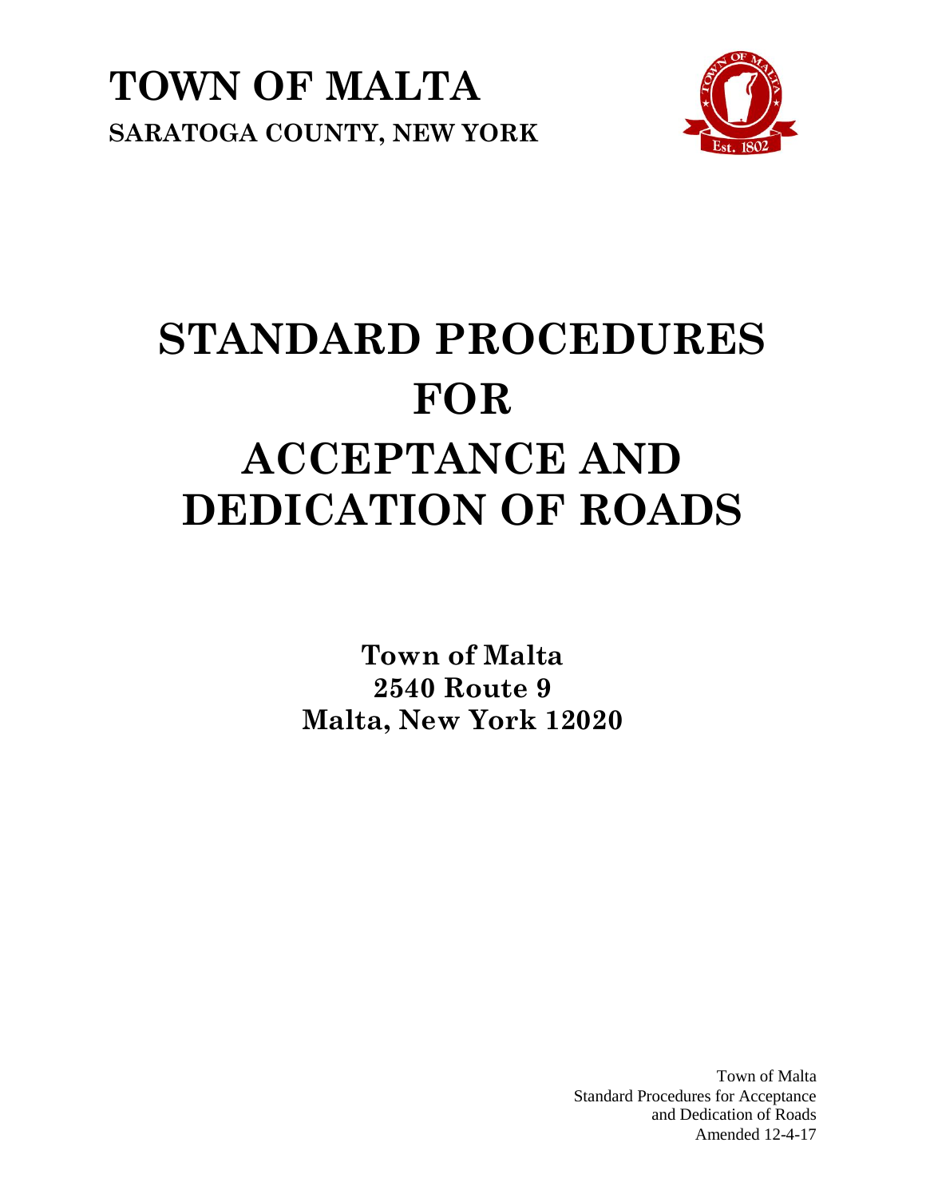# TOWN OF MALTA

**SARATOGA COUNTY, NEW YORK**

# STANDARD PROCEDURES FOR ACCEPTANCE AND DEDICATION OF ROADS

**Town of Malta**
**2540 Route 9**
**Malta, New York 12020**

Town of Malta
Standard Procedures for Acceptance
and Dedication of Roads
Amended 12-4-17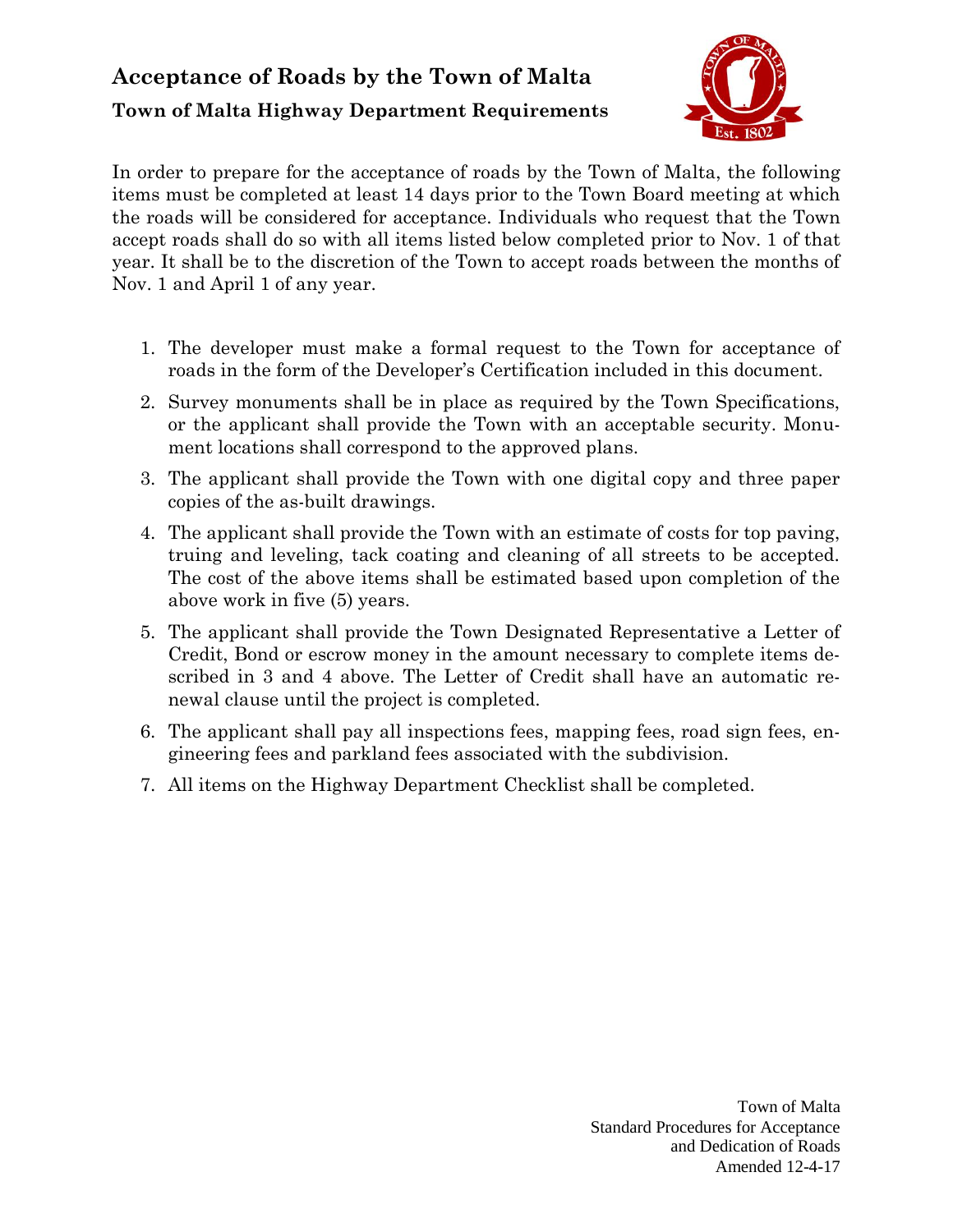# Acceptance of Roads by the Town of Malta

## Town of Malta Highway Department Requirements

In order to prepare for the acceptance of roads by the Town of Malta, the following items must be completed at least 14 days prior to the Town Board meeting at which the roads will be considered for acceptance. Individuals who request that the Town accept roads shall do so with all items listed below completed prior to Nov. 1 of that year. It shall be to the discretion of the Town to accept roads between the months of Nov. 1 and April 1 of any year.

1. The developer must make a formal request to the Town for acceptance of roads in the form of the Developer's Certification included in this document.
2. Survey monuments shall be in place as required by the Town Specifications, or the applicant shall provide the Town with an acceptable security. Monument locations shall correspond to the approved plans.
3. The applicant shall provide the Town with one digital copy and three paper copies of the as-built drawings.
4. The applicant shall provide the Town with an estimate of costs for top paving, truing and leveling, tack coating and cleaning of all streets to be accepted. The cost of the above items shall be estimated based upon completion of the above work in five (5) years.
5. The applicant shall provide the Town Designated Representative a Letter of Credit, Bond or escrow money in the amount necessary to complete items described in 3 and 4 above. The Letter of Credit shall have an automatic renewal clause until the project is completed.
6. The applicant shall pay all inspections fees, mapping fees, road sign fees, engineering fees and parkland fees associated with the subdivision.
7. All items on the Highway Department Checklist shall be completed.

Town of Malta
Standard Procedures for Acceptance
and Dedication of Roads
Amended 12-4-17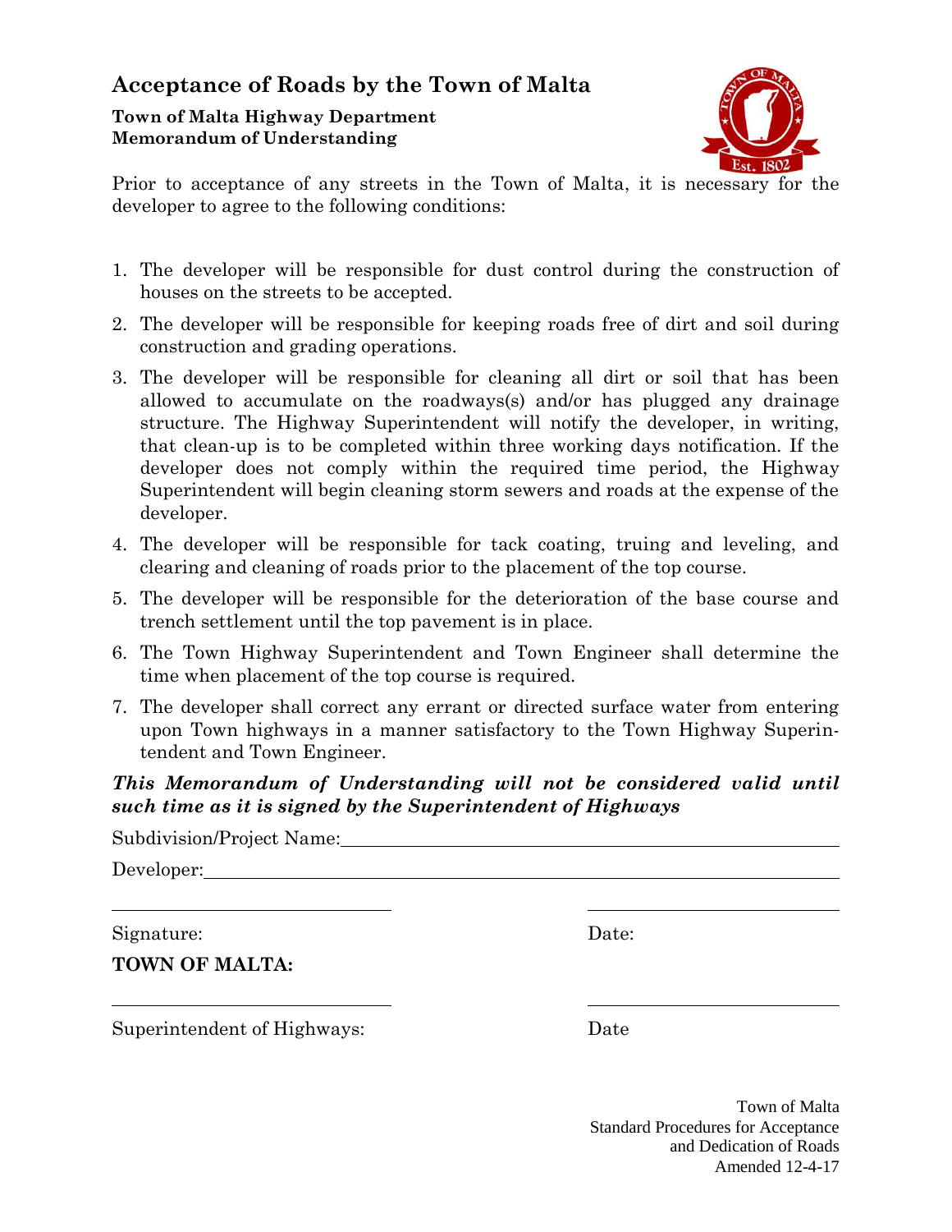# Acceptance of Roads by the Town of Malta

**Town of Malta Highway Department**
**Memorandum of Understanding**

Prior to acceptance of any streets in the Town of Malta, it is necessary for the developer to agree to the following conditions:

1. The developer will be responsible for dust control during the construction of houses on the streets to be accepted.
2. The developer will be responsible for keeping roads free of dirt and soil during construction and grading operations.
3. The developer will be responsible for cleaning all dirt or soil that has been allowed to accumulate on the roadways(s) and/or has plugged any drainage structure. The Highway Superintendent will notify the developer, in writing, that clean-up is to be completed within three working days notification. If the developer does not comply within the required time period, the Highway Superintendent will begin cleaning storm sewers and roads at the expense of the developer.
4. The developer will be responsible for tack coating, truing and leveling, and clearing and cleaning of roads prior to the placement of the top course.
5. The developer will be responsible for the deterioration of the base course and trench settlement until the top pavement is in place.
6. The Town Highway Superintendent and Town Engineer shall determine the time when placement of the top course is required.
7. The developer shall correct any errant or directed surface water from entering upon Town highways in a manner satisfactory to the Town Highway Superintendent and Town Engineer.

***This Memorandum of Understanding will not be considered valid until such time as it is signed by the Superintendent of Highways***

Subdivision/Project Name: ______________________________

Developer: ______________________________

______________________________ ______________________________

Signature: Date:

**TOWN OF MALTA:**

______________________________ ______________________________

Superintendent of Highways: Date

Town of Malta
Standard Procedures for Acceptance
and Dedication of Roads
Amended 12-4-17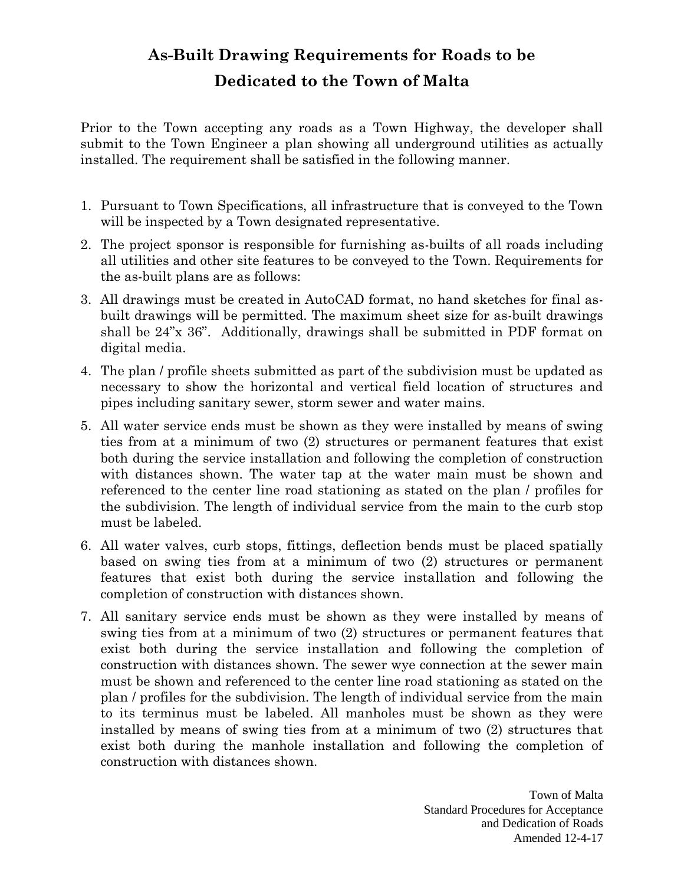# As-Built Drawing Requirements for Roads to be Dedicated to the Town of Malta

Prior to the Town accepting any roads as a Town Highway, the developer shall submit to the Town Engineer a plan showing all underground utilities as actually installed. The requirement shall be satisfied in the following manner.

1. Pursuant to Town Specifications, all infrastructure that is conveyed to the Town will be inspected by a Town designated representative.
2. The project sponsor is responsible for furnishing as-builts of all roads including all utilities and other site features to be conveyed to the Town. Requirements for the as-built plans are as follows:
3. All drawings must be created in AutoCAD format, no hand sketches for final as-built drawings will be permitted. The maximum sheet size for as-built drawings shall be 24"x 36". Additionally, drawings shall be submitted in PDF format on digital media.
4. The plan / profile sheets submitted as part of the subdivision must be updated as necessary to show the horizontal and vertical field location of structures and pipes including sanitary sewer, storm sewer and water mains.
5. All water service ends must be shown as they were installed by means of swing ties from at a minimum of two (2) structures or permanent features that exist both during the service installation and following the completion of construction with distances shown. The water tap at the water main must be shown and referenced to the center line road stationing as stated on the plan / profiles for the subdivision. The length of individual service from the main to the curb stop must be labeled.
6. All water valves, curb stops, fittings, deflection bends must be placed spatially based on swing ties from at a minimum of two (2) structures or permanent features that exist both during the service installation and following the completion of construction with distances shown.
7. All sanitary service ends must be shown as they were installed by means of swing ties from at a minimum of two (2) structures or permanent features that exist both during the service installation and following the completion of construction with distances shown. The sewer wye connection at the sewer main must be shown and referenced to the center line road stationing as stated on the plan / profiles for the subdivision. The length of individual service from the main to its terminus must be labeled. All manholes must be shown as they were installed by means of swing ties from at a minimum of two (2) structures that exist both during the manhole installation and following the completion of construction with distances shown.

Town of Malta
Standard Procedures for Acceptance and Dedication of Roads
Amended 12-4-17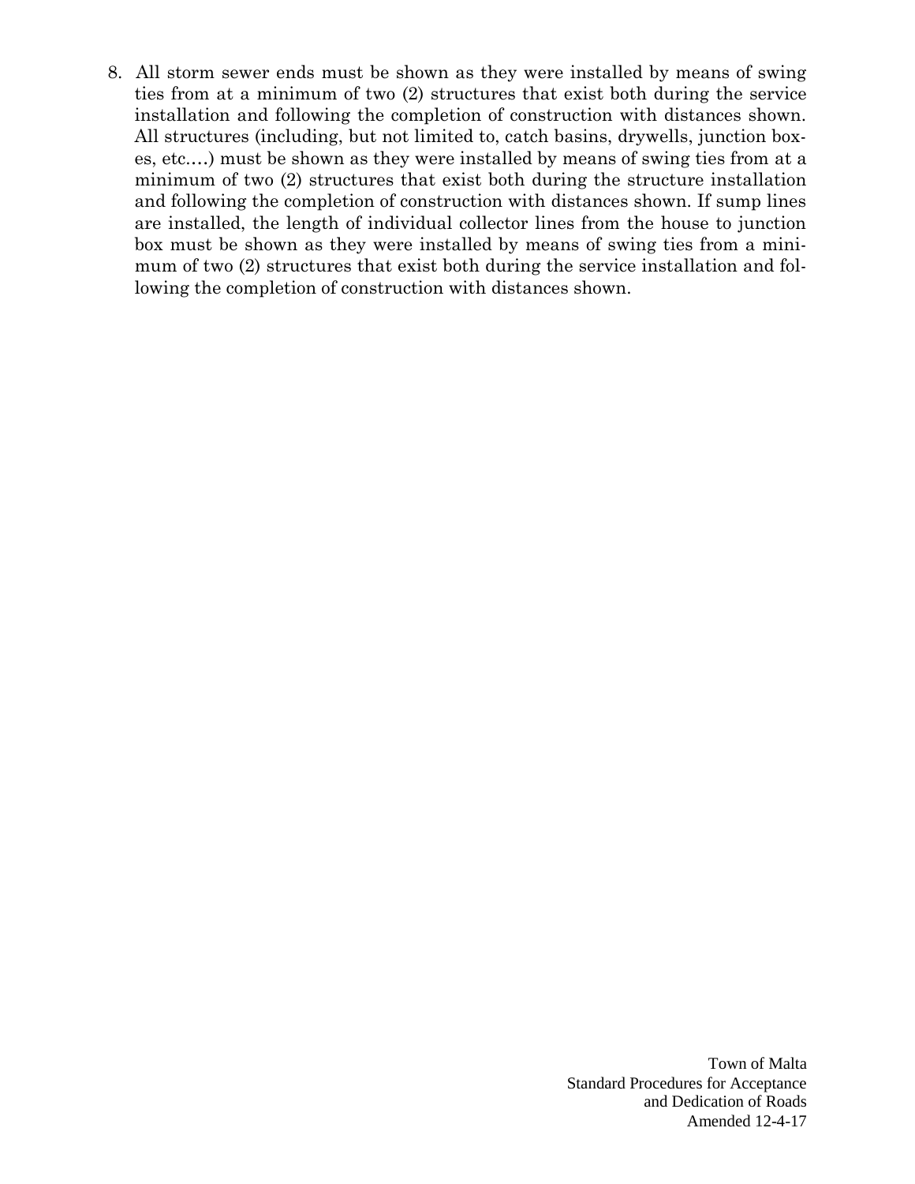8. All storm sewer ends must be shown as they were installed by means of swing ties from at a minimum of two (2) structures that exist both during the service installation and following the completion of construction with distances shown. All structures (including, but not limited to, catch basins, drywells, junction boxes, etc.…) must be shown as they were installed by means of swing ties from at a minimum of two (2) structures that exist both during the structure installation and following the completion of construction with distances shown. If sump lines are installed, the length of individual collector lines from the house to junction box must be shown as they were installed by means of swing ties from a minimum of two (2) structures that exist both during the service installation and following the completion of construction with distances shown.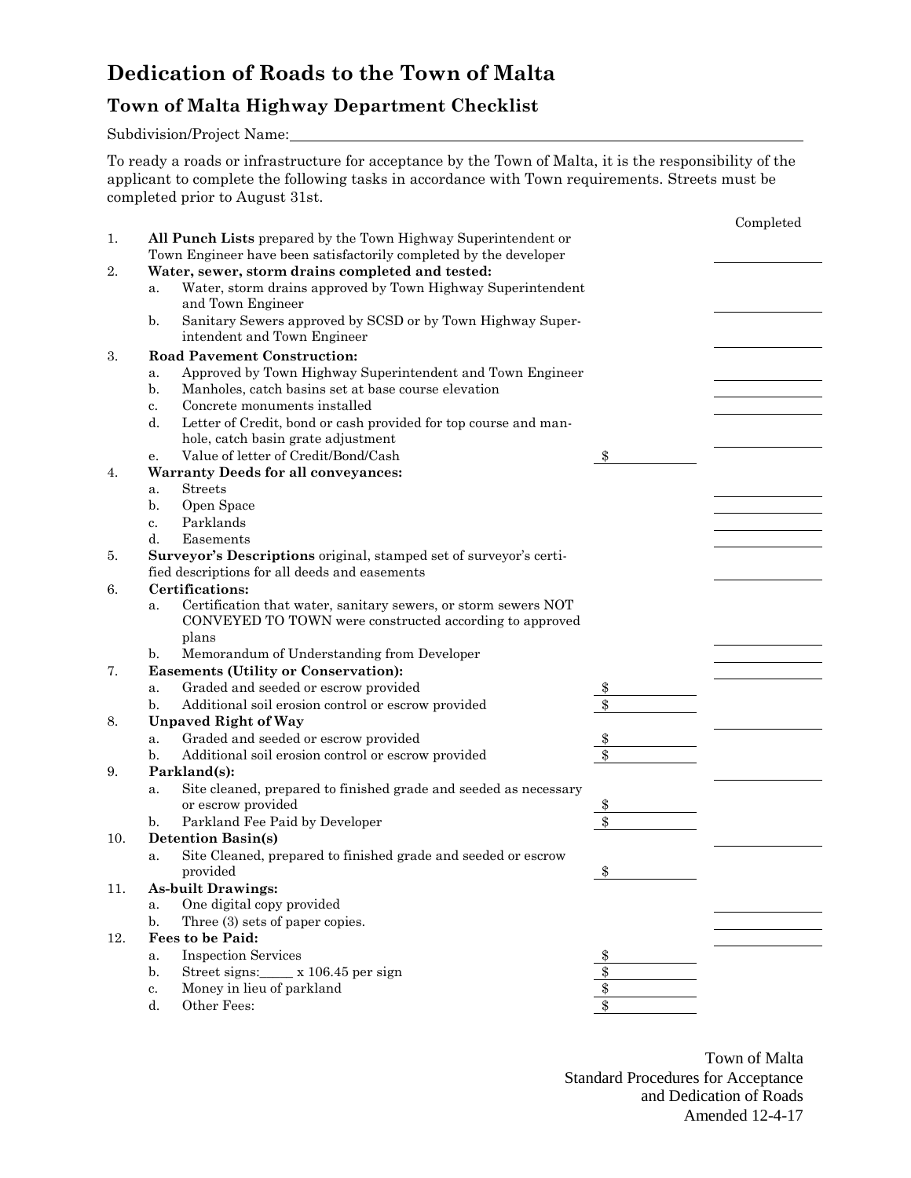# Dedication of Roads to the Town of Malta

## Town of Malta Highway Department Checklist

Subdivision/Project Name:\_\_\_\_\_\_\_\_\_\_\_\_\_\_\_\_\_\_\_\_\_\_\_\_\_\_\_\_\_\_\_\_\_\_\_\_\_\_\_\_\_\_\_\_

To ready a roads or infrastructure for acceptance by the Town of Malta, it is the responsibility of the applicant to complete the following tasks in accordance with Town requirements. Streets must be completed prior to August 31st.

| | | | Completed |
|---|---|---|---|
| 1. | **All Punch Lists** prepared by the Town Highway Superintendent or Town Engineer have been satisfactorily completed by the developer | | \_\_\_\_\_\_ |
| 2. | **Water, sewer, storm drains completed and tested:** | | |
| | a. Water, storm drains approved by Town Highway Superintendent and Town Engineer | | \_\_\_\_\_\_ |
| | b. Sanitary Sewers approved by SCSD or by Town Highway Superintendent and Town Engineer | | \_\_\_\_\_\_ |
| 3. | **Road Pavement Construction:** | | |
| | a. Approved by Town Highway Superintendent and Town Engineer | | \_\_\_\_\_\_ |
| | b. Manholes, catch basins set at base course elevation | | \_\_\_\_\_\_ |
| | c. Concrete monuments installed | | \_\_\_\_\_\_ |
| | d. Letter of Credit, bond or cash provided for top course and manhole, catch basin grate adjustment | | \_\_\_\_\_\_ |
| | e. Value of letter of Credit/Bond/Cash | $\_\_\_\_\_\_ | |
| 4. | **Warranty Deeds for all conveyances:** | | |
| | a. Streets | | \_\_\_\_\_\_ |
| | b. Open Space | | \_\_\_\_\_\_ |
| | c. Parklands | | \_\_\_\_\_\_ |
| | d. Easements | | \_\_\_\_\_\_ |
| 5. | **Surveyor's Descriptions** original, stamped set of surveyor's certified descriptions for all deeds and easements | | \_\_\_\_\_\_ |
| 6. | **Certifications:** | | |
| | a. Certification that water, sanitary sewers, or storm sewers NOT CONVEYED TO TOWN were constructed according to approved plans | | \_\_\_\_\_\_ |
| | b. Memorandum of Understanding from Developer | | \_\_\_\_\_\_ |
| 7. | **Easements (Utility or Conservation):** | | \_\_\_\_\_\_ |
| | a. Graded and seeded or escrow provided | $\_\_\_\_\_\_ | |
| | b. Additional soil erosion control or escrow provided | $\_\_\_\_\_\_ | |
| 8. | **Unpaved Right of Way** | | \_\_\_\_\_\_ |
| | a. Graded and seeded or escrow provided | $\_\_\_\_\_\_ | |
| | b. Additional soil erosion control or escrow provided | $\_\_\_\_\_\_ | |
| 9. | **Parkland(s):** | | \_\_\_\_\_\_ |
| | a. Site cleaned, prepared to finished grade and seeded as necessary or escrow provided | $\_\_\_\_\_\_ | |
| | b. Parkland Fee Paid by Developer | $\_\_\_\_\_\_ | |
| 10. | **Detention Basin(s)** | | \_\_\_\_\_\_ |
| | a. Site Cleaned, prepared to finished grade and seeded or escrow provided | $\_\_\_\_\_\_ | |
| 11. | **As-built Drawings:** | | |
| | a. One digital copy provided | | \_\_\_\_\_\_ |
| | b. Three (3) sets of paper copies. | | \_\_\_\_\_\_ |
| 12. | **Fees to be Paid:** | | \_\_\_\_\_\_ |
| | a. Inspection Services | $\_\_\_\_\_\_ | |
| | b. Street signs:\_\_\_\_\_ x 106.45 per sign | $\_\_\_\_\_\_ | |
| | c. Money in lieu of parkland | $\_\_\_\_\_\_ | |
| | d. Other Fees: | $\_\_\_\_\_\_ | |

Town of Malta
Standard Procedures for Acceptance and Dedication of Roads
Amended 12-4-17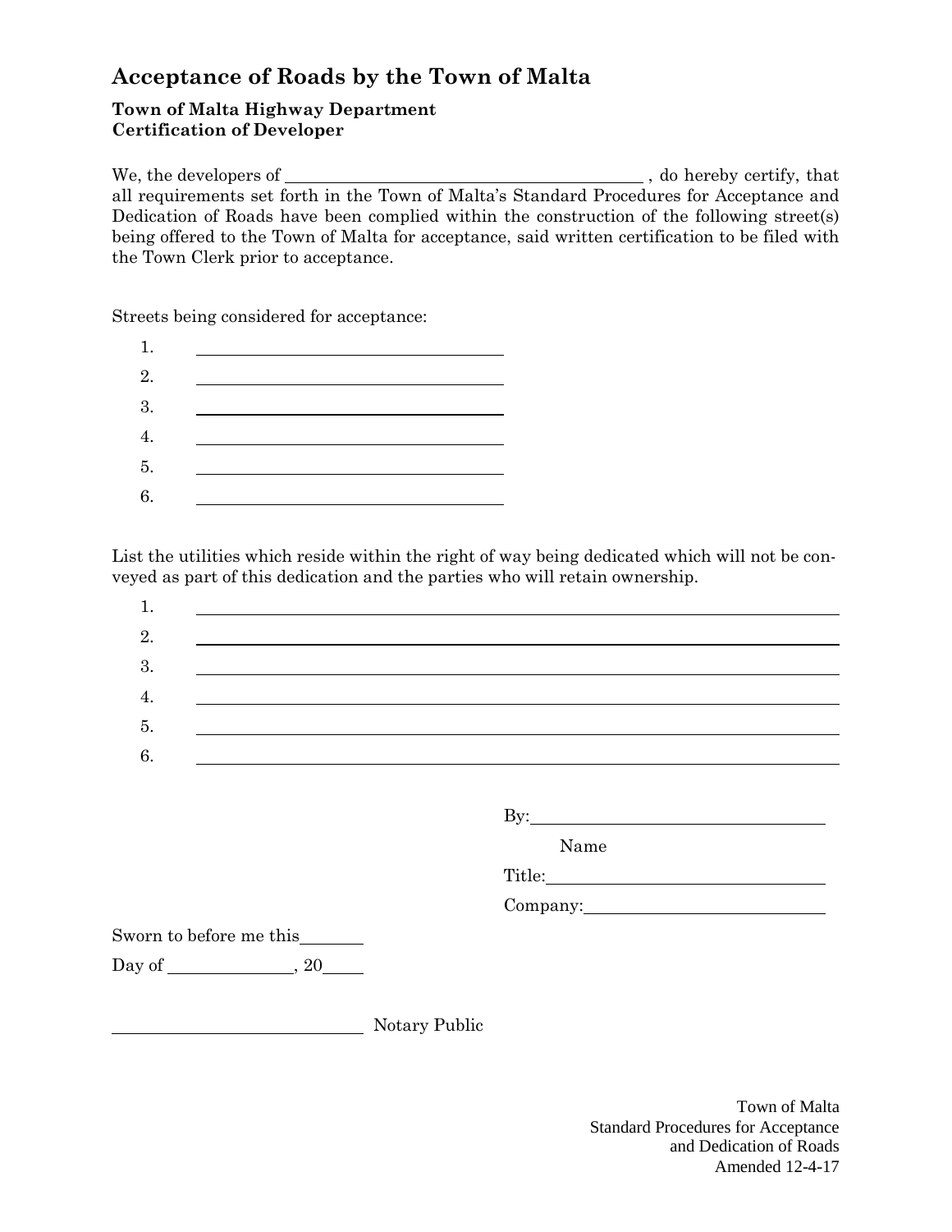# Acceptance of Roads by the Town of Malta

**Town of Malta Highway Department**
**Certification of Developer**

We, the developers of ________________________________________ , do hereby certify, that all requirements set forth in the Town of Malta's Standard Procedures for Acceptance and Dedication of Roads have been complied within the construction of the following street(s) being offered to the Town of Malta for acceptance, said written certification to be filed with the Town Clerk prior to acceptance.

Streets being considered for acceptance:

1. ______________________________
2. ______________________________
3. ______________________________
4. ______________________________
5. ______________________________
6. ______________________________

List the utilities which reside within the right of way being dedicated which will not be conveyed as part of this dedication and the parties who will retain ownership.

1. ________________________________________________________________
2. ________________________________________________________________
3. ________________________________________________________________
4. ________________________________________________________________
5. ________________________________________________________________
6. ________________________________________________________________

By: ______________________________

Name

Title: ______________________________

Company: ______________________________

Sworn to before me this ______

Day of ____________, 20____

______________________________ Notary Public

Town of Malta
Standard Procedures for Acceptance
and Dedication of Roads
Amended 12-4-17